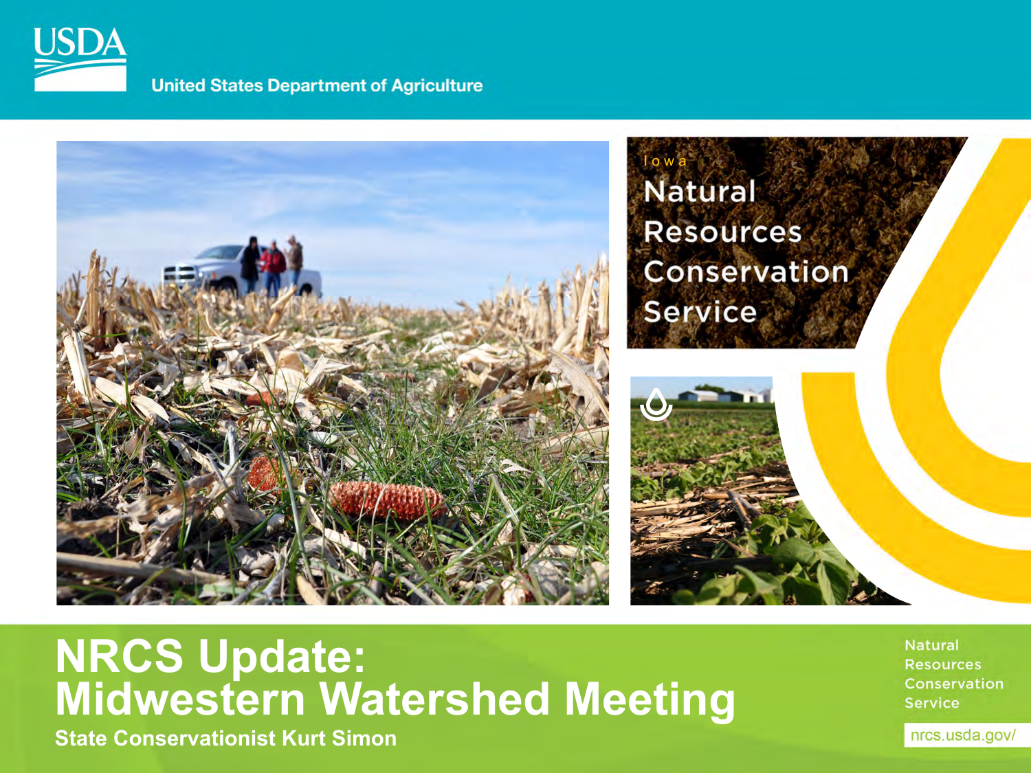USDA

United States Department of Agriculture

Iowa

Natural Resources Conservation Service

# NRCS Update: Midwestern Watershed Meeting

**State Conservationist Kurt Simon**

Natural Resources Conservation Service

nrcs.usda.gov/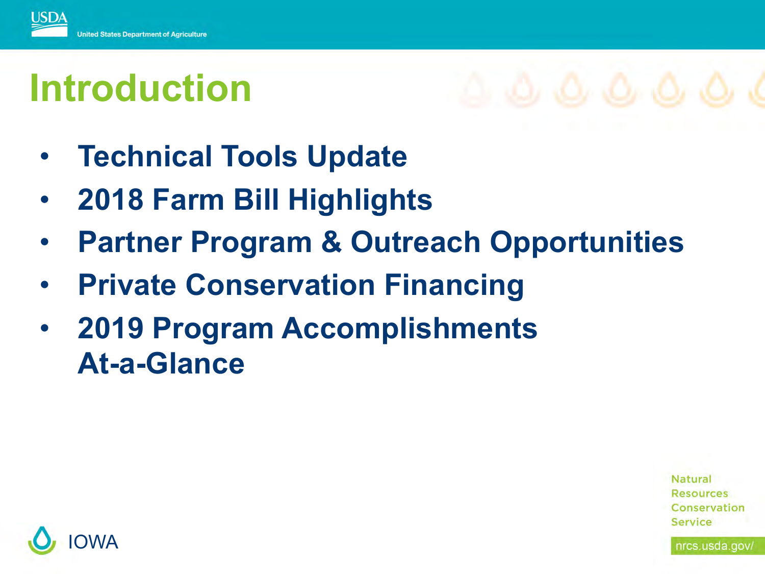# Introduction

- Technical Tools Update
- 2018 Farm Bill Highlights
- Partner Program & Outreach Opportunities
- Private Conservation Financing
- 2019 Program Accomplishments At-a-Glance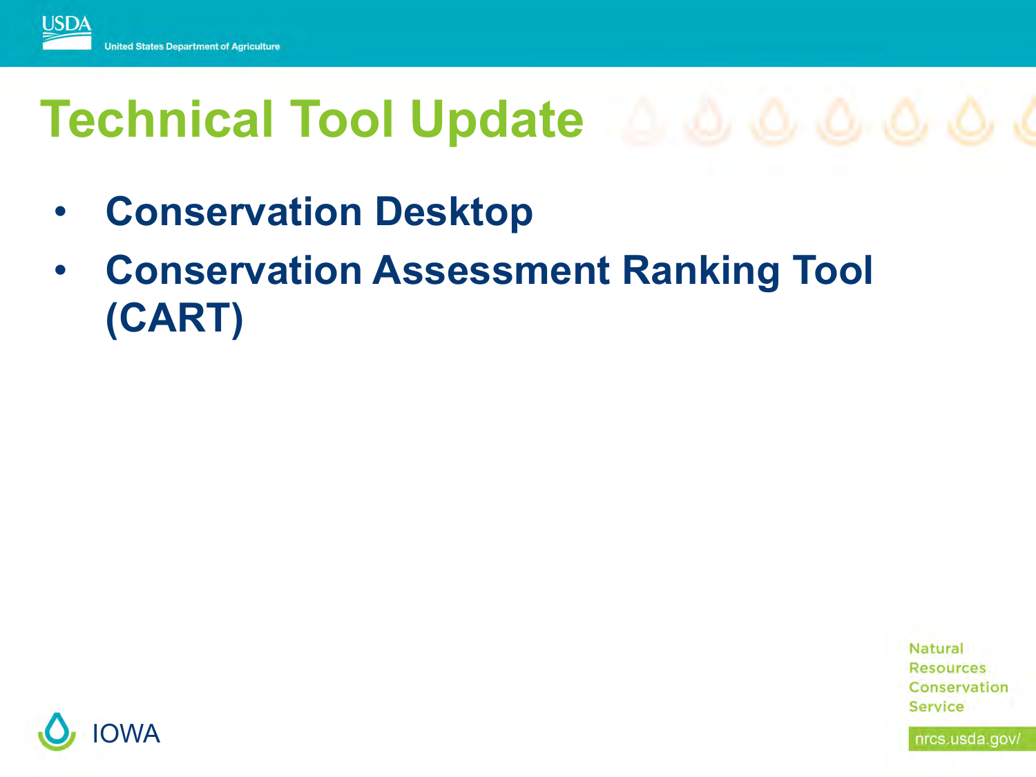# Technical Tool Update

- **Conservation Desktop**
- **Conservation Assessment Ranking Tool (CART)**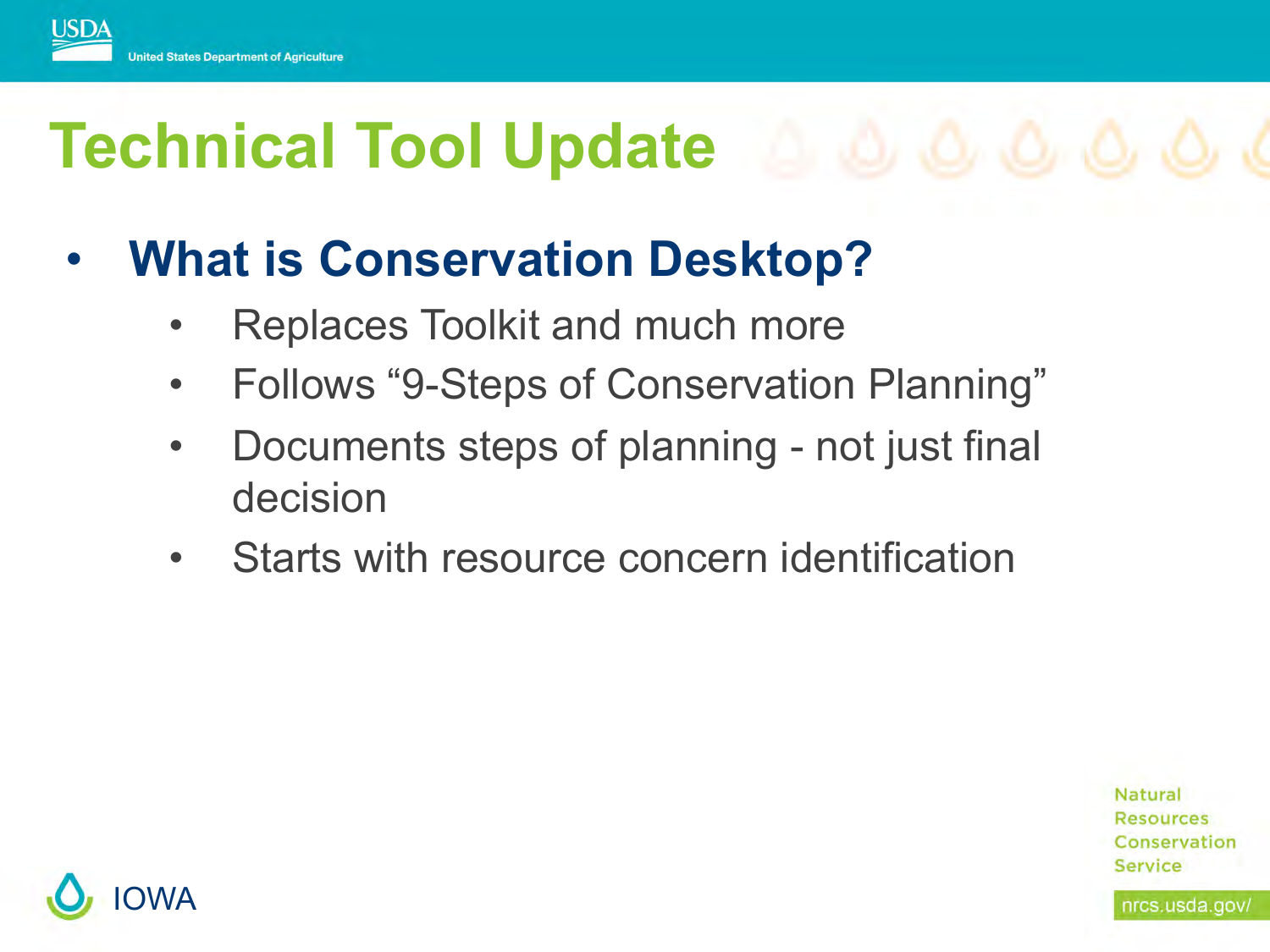# Technical Tool Update

- **What is Conservation Desktop?**
  - Replaces Toolkit and much more
  - Follows "9-Steps of Conservation Planning"
  - Documents steps of planning - not just final decision
  - Starts with resource concern identification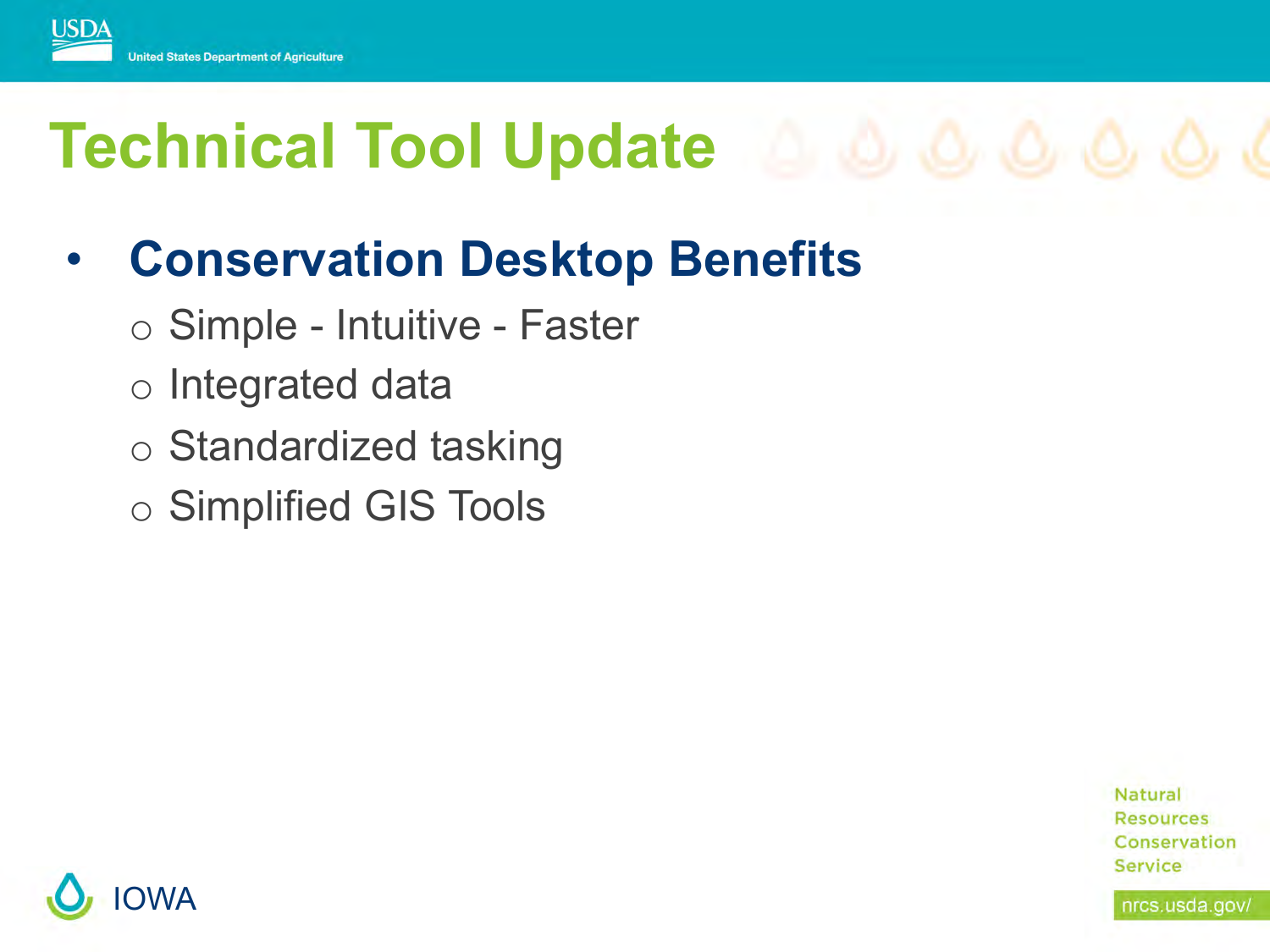# Technical Tool Update

- **Conservation Desktop Benefits**
  - Simple - Intuitive - Faster
  - Integrated data
  - Standardized tasking
  - Simplified GIS Tools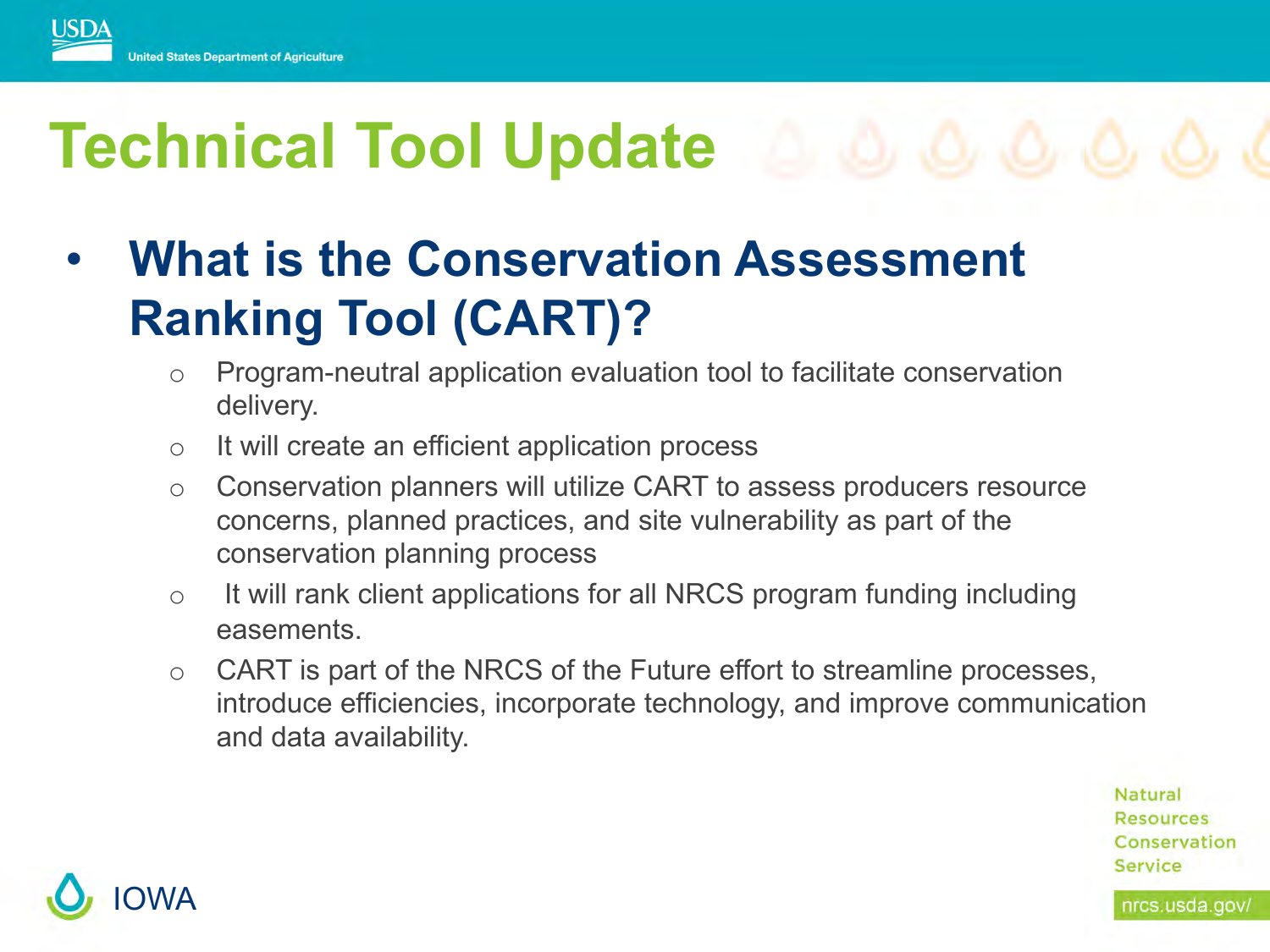# Technical Tool Update

- **What is the Conservation Assessment Ranking Tool (CART)?**
  - Program-neutral application evaluation tool to facilitate conservation delivery.
  - It will create an efficient application process
  - Conservation planners will utilize CART to assess producers resource concerns, planned practices, and site vulnerability as part of the conservation planning process
  - It will rank client applications for all NRCS program funding including easements.
  - CART is part of the NRCS of the Future effort to streamline processes, introduce efficiencies, incorporate technology, and improve communication and data availability.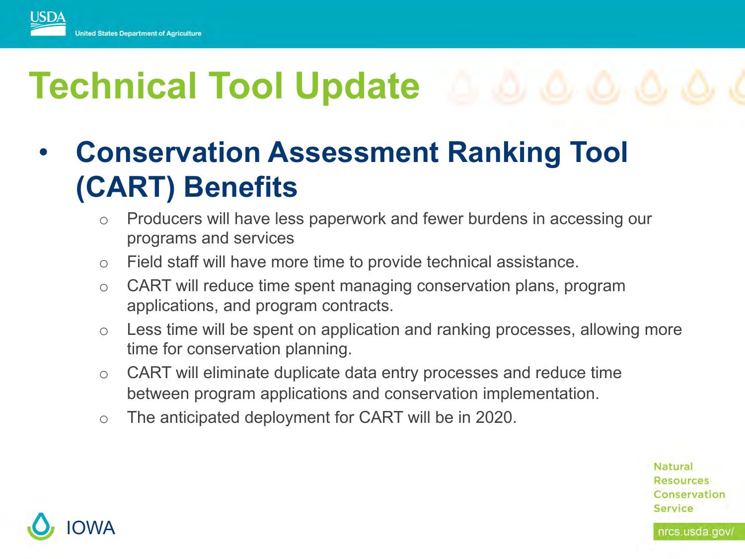# Technical Tool Update

- **Conservation Assessment Ranking Tool (CART) Benefits**
  - Producers will have less paperwork and fewer burdens in accessing our programs and services
  - Field staff will have more time to provide technical assistance.
  - CART will reduce time spent managing conservation plans, program applications, and program contracts.
  - Less time will be spent on application and ranking processes, allowing more time for conservation planning.
  - CART will eliminate duplicate data entry processes and reduce time between program applications and conservation implementation.
  - The anticipated deployment for CART will be in 2020.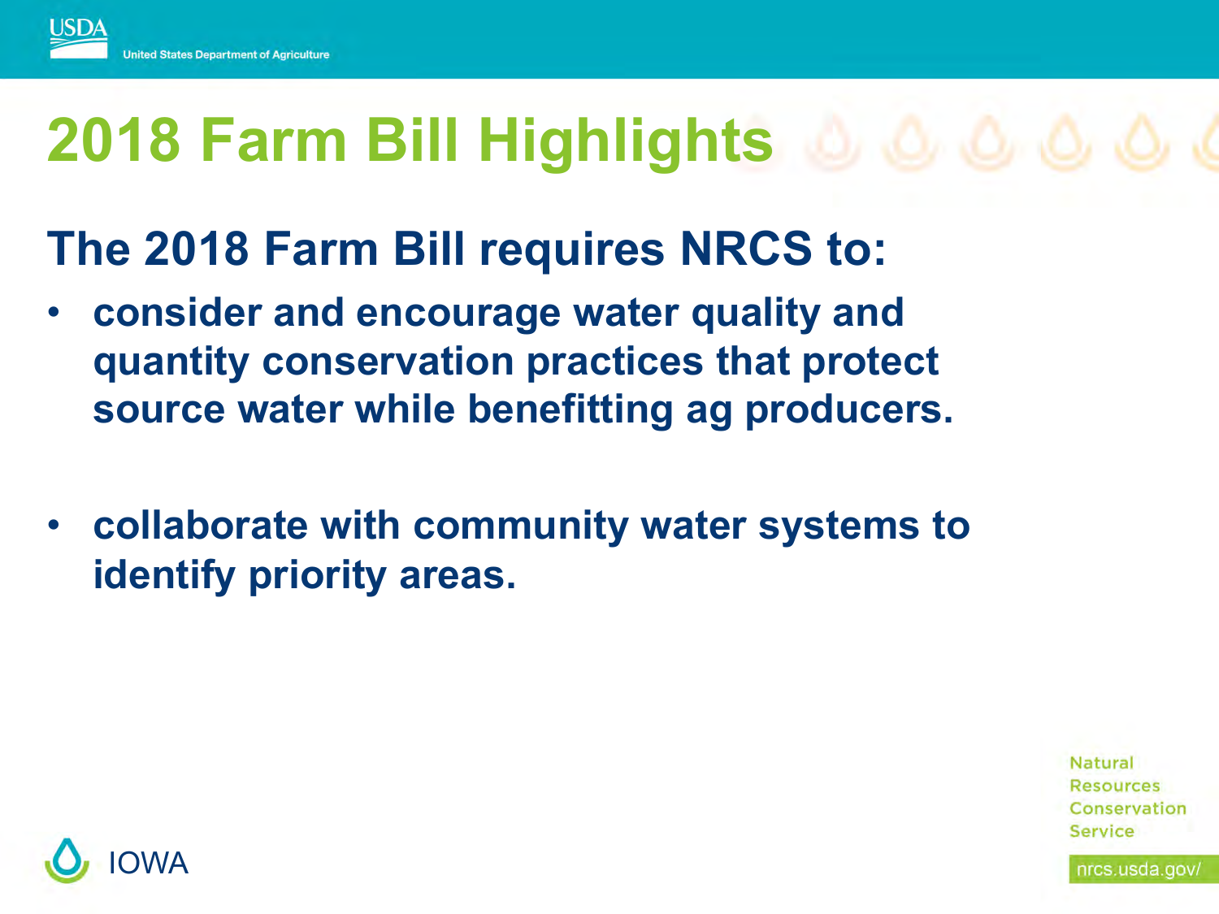# 2018 Farm Bill Highlights

## The 2018 Farm Bill requires NRCS to:

- **consider and encourage water quality and quantity conservation practices that protect source water while benefitting ag producers.**
- **collaborate with community water systems to identify priority areas.**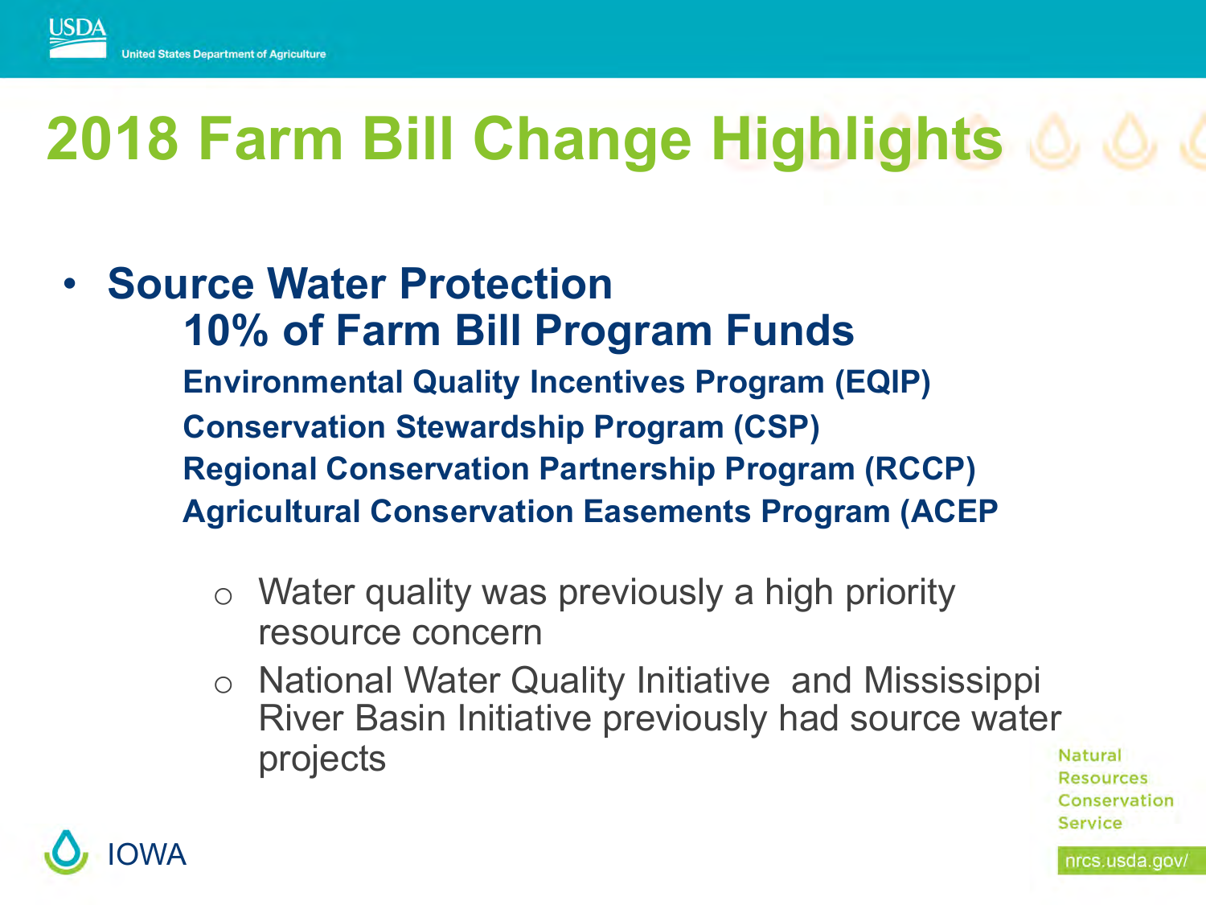# 2018 Farm Bill Change Highlights

- **Source Water Protection**
  - **10% of Farm Bill Program Funds**
  - **Environmental Quality Incentives Program (EQIP)**
  - **Conservation Stewardship Program (CSP)**
  - **Regional Conservation Partnership Program (RCCP)**
  - **Agricultural Conservation Easements Program (ACEP**
    - Water quality was previously a high priority resource concern
    - National Water Quality Initiative and Mississippi River Basin Initiative previously had source water projects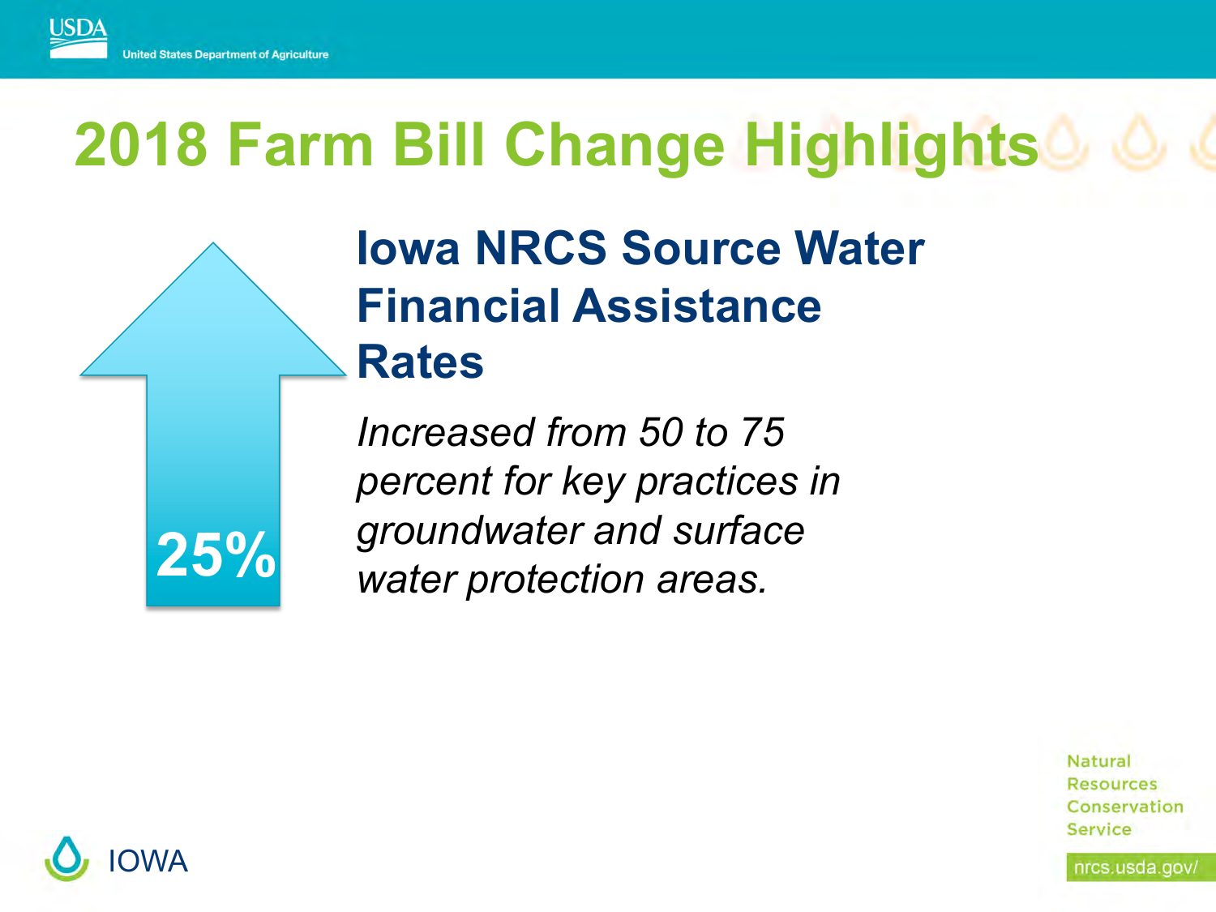# 2018 Farm Bill Change Highlights

25%

## Iowa NRCS Source Water Financial Assistance Rates

*Increased from 50 to 75 percent for key practices in groundwater and surface water protection areas.*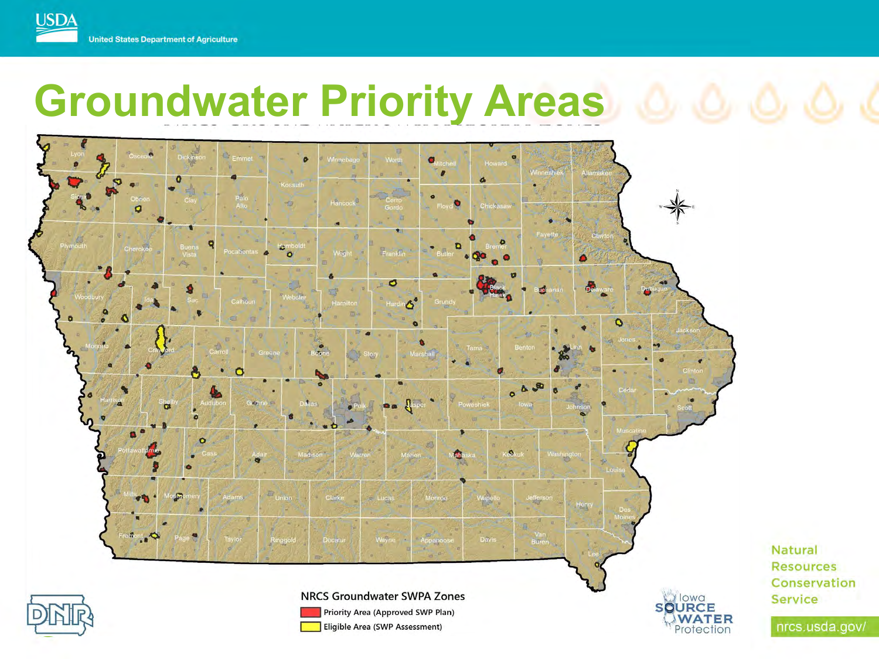# Groundwater Priority Areas

**NRCS Groundwater SWPA Zones**

- Priority Area (Approved SWP Plan)
- Eligible Area (SWP Assessment)

Natural Resources Conservation Service

nrcs.usda.gov/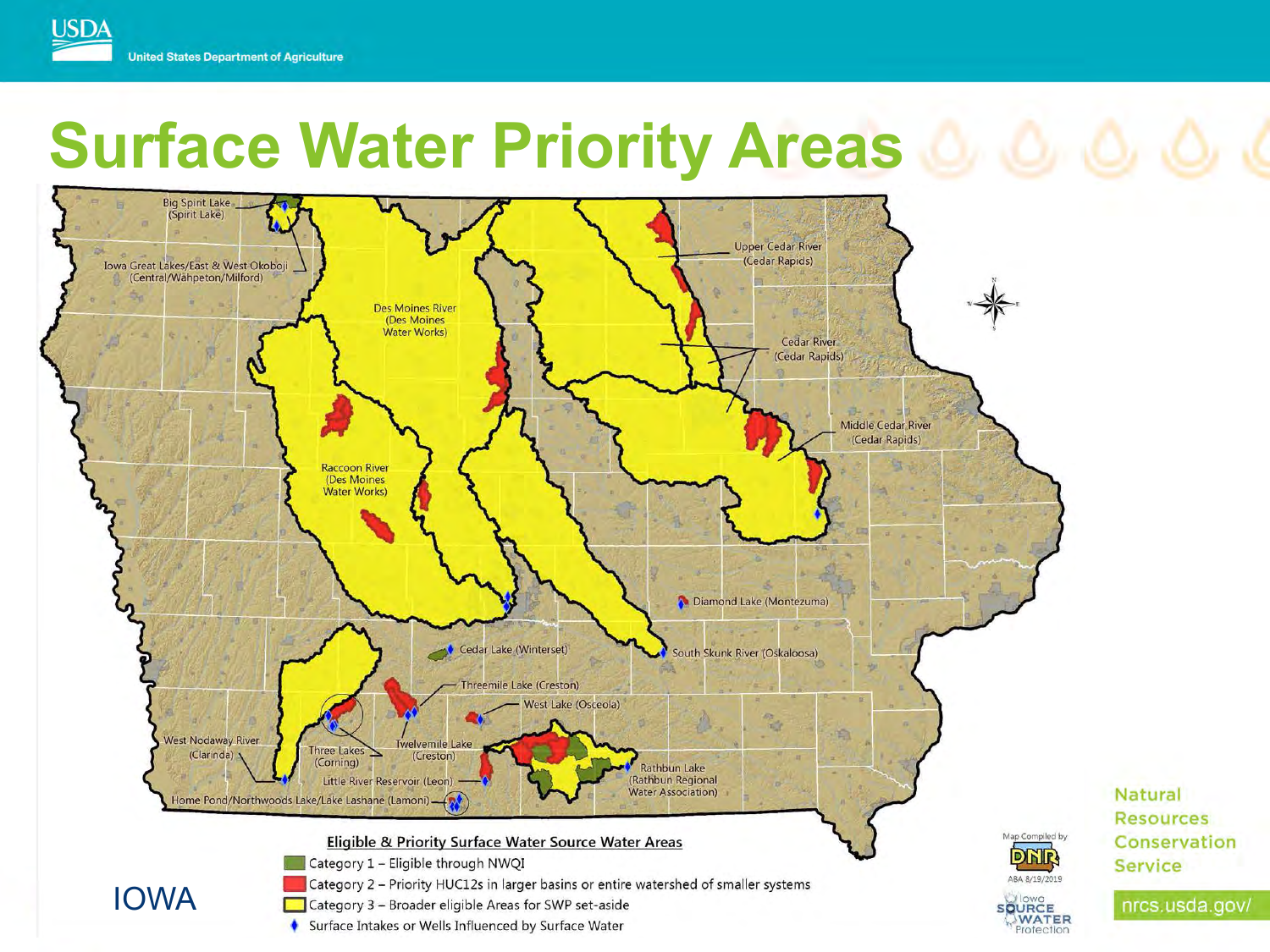# Surface Water Priority Areas

Big Spirit Lake (Spirit Lake)

Iowa Great Lakes/East & West Okoboji (Central/Wahpeton/Milford)

Des Moines River (Des Moines Water Works)

Upper Cedar River (Cedar Rapids)

Cedar River (Cedar Rapids)

Middle Cedar River (Cedar Rapids)

Raccoon River (Des Moines Water Works)

Diamond Lake (Montezuma)

South Skunk River (Oskaloosa)

Cedar Lake (Winterset)

Threemile Lake (Creston)

West Lake (Osceola)

West Nodaway River (Clarinda)

Three Lakes (Corning)

Twelvemile Lake (Creston)

Rathbun Lake (Rathbun Regional Water Association)

Little River Reservoir (Leon)

Home Pond/Northwoods Lake/Lake Lashane (Lamoni)

**Eligible & Priority Surface Water Source Water Areas**

- Category 1 – Eligible through NWQI
- Category 2 – Priority HUC12s in larger basins or entire watershed of smaller systems
- Category 3 – Broader eligible Areas for SWP set-aside
- Surface Intakes or Wells Influenced by Surface Water

IOWA

Map Compiled by DNR ABA 8/19/2019

Iowa Source Water Protection

Natural Resources Conservation Service

nrcs.usda.gov/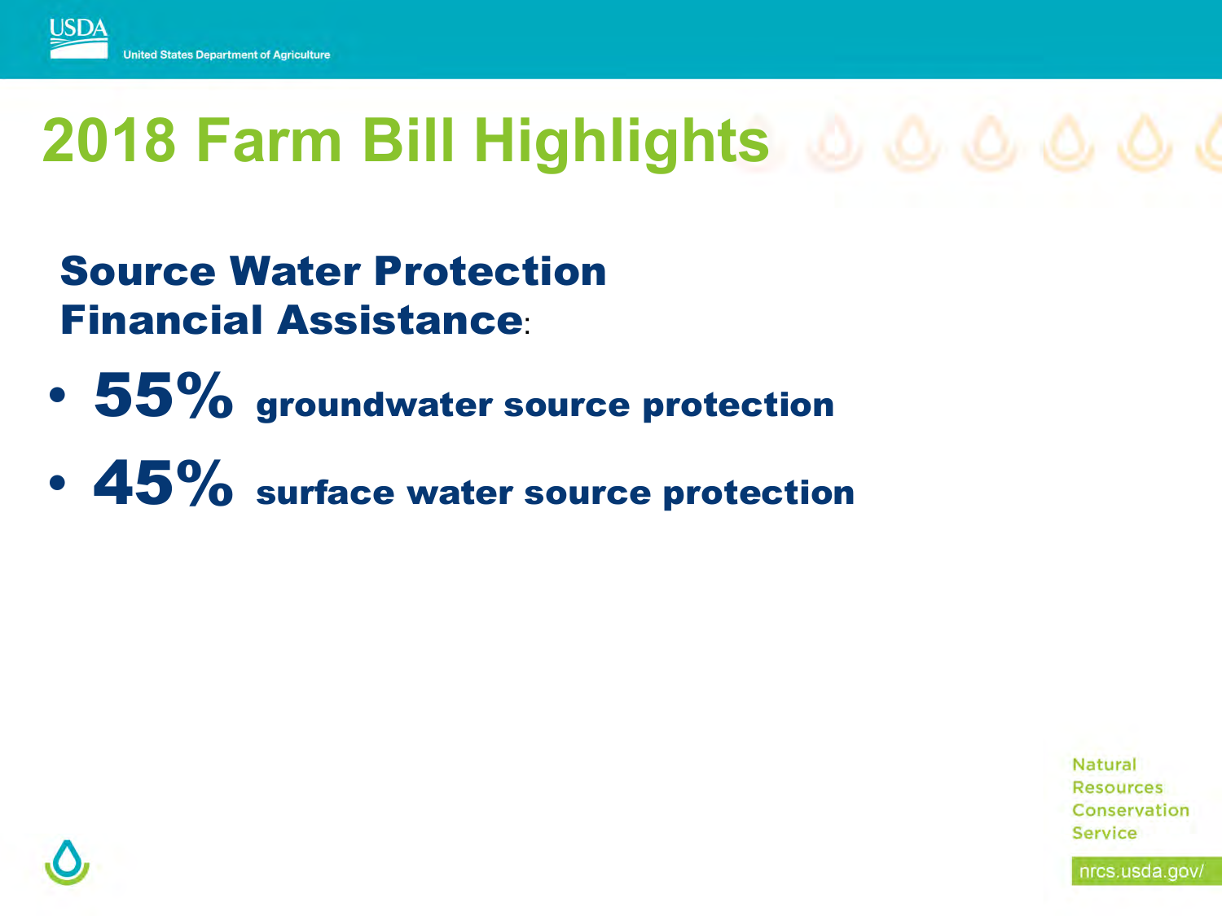# 2018 Farm Bill Highlights

**Source Water Protection Financial Assistance**:

- **55% groundwater source protection**
- **45% surface water source protection**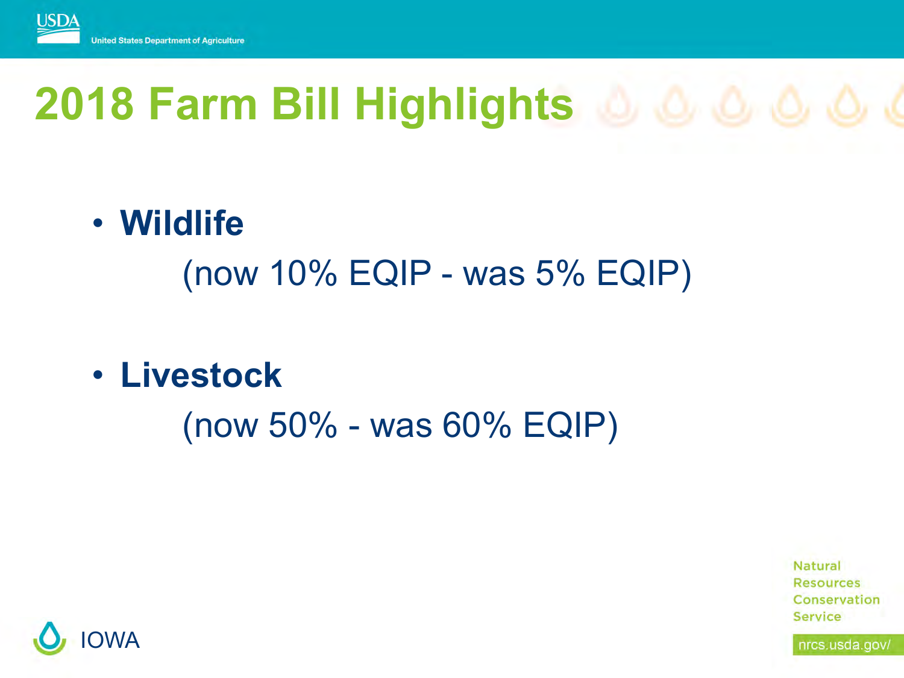# 2018 Farm Bill Highlights

- **Wildlife**

  (now 10% EQIP - was 5% EQIP)

- **Livestock**

  (now 50% - was 60% EQIP)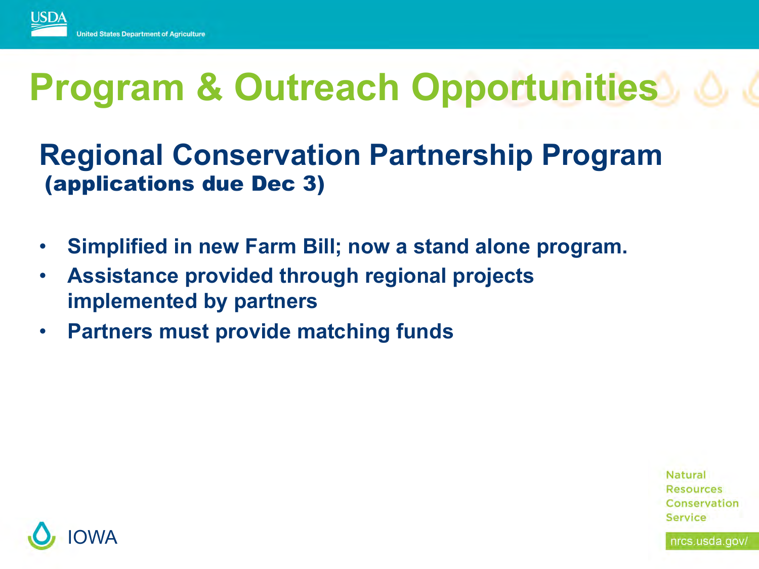# Program & Outreach Opportunities

## Regional Conservation Partnership Program

**(applications due Dec 3)**

- **Simplified in new Farm Bill; now a stand alone program.**
- **Assistance provided through regional projects implemented by partners**
- **Partners must provide matching funds**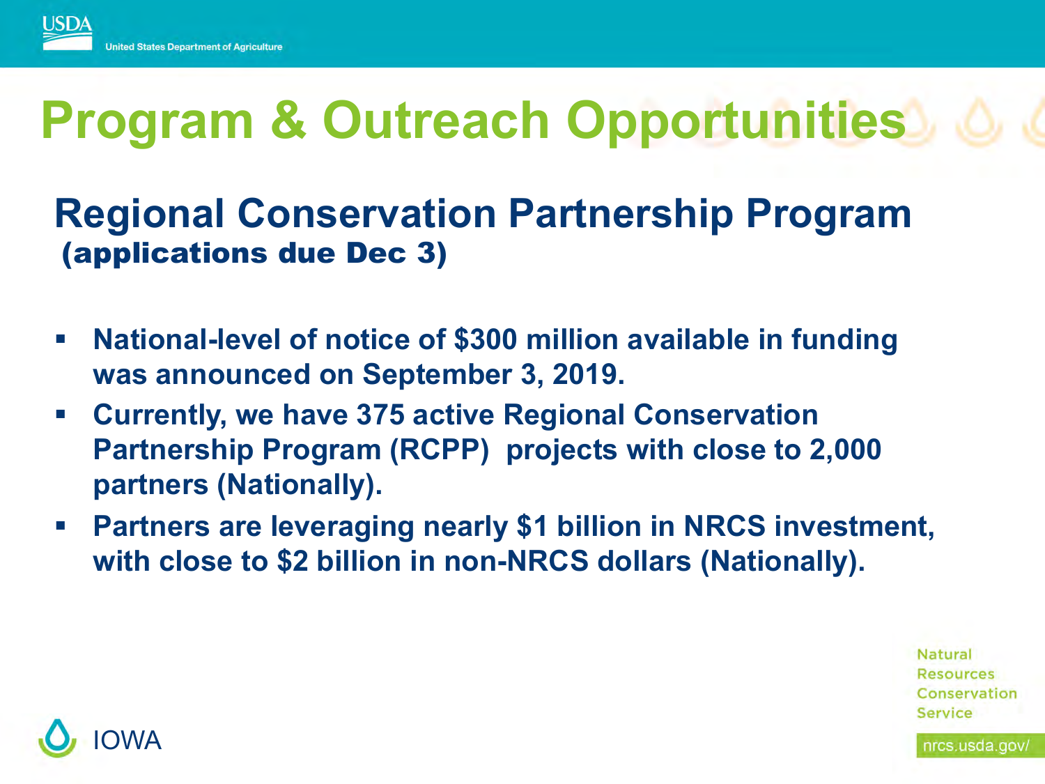# Program & Outreach Opportunities

## Regional Conservation Partnership Program

**(applications due Dec 3)**

- **National-level of notice of $300 million available in funding was announced on September 3, 2019.**
- **Currently, we have 375 active Regional Conservation Partnership Program (RCPP) projects with close to 2,000 partners (Nationally).**
- **Partners are leveraging nearly $1 billion in NRCS investment, with close to $2 billion in non-NRCS dollars (Nationally).**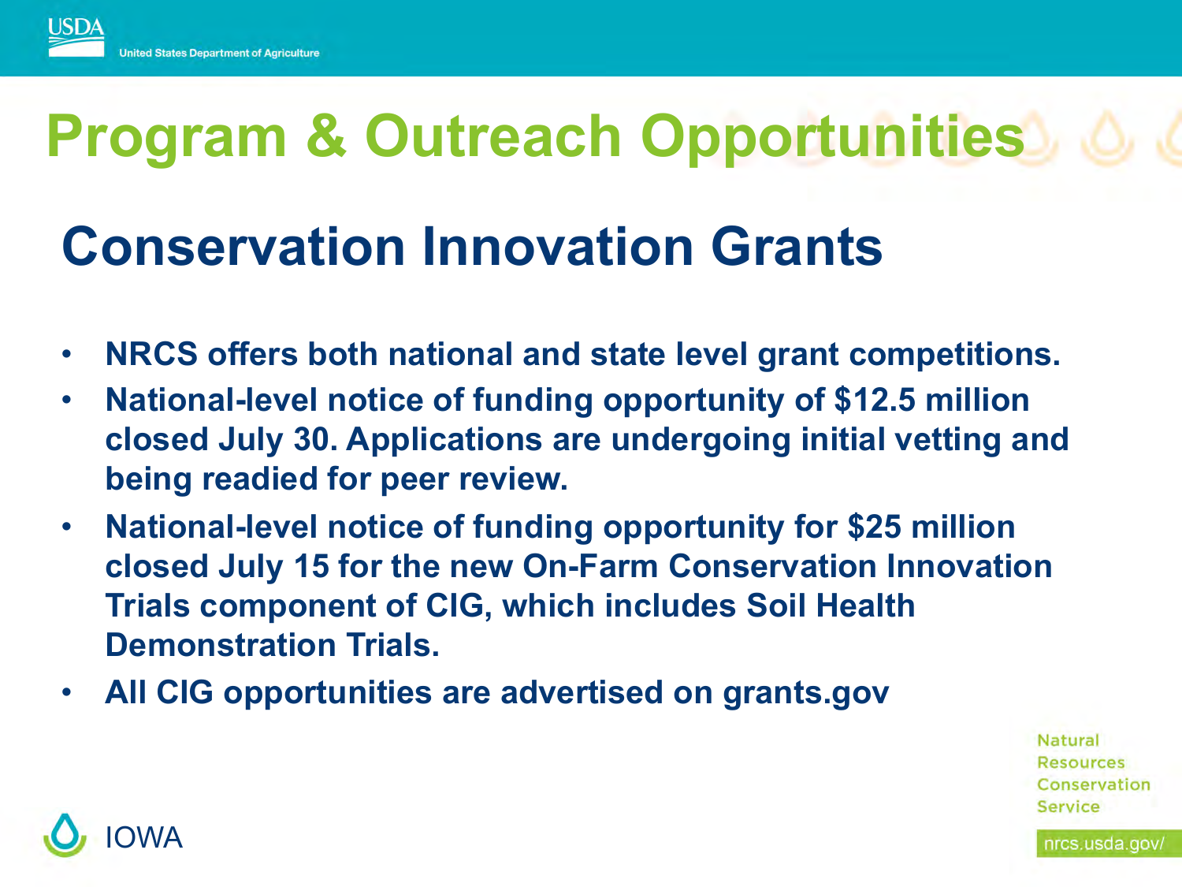# Program & Outreach Opportunities

## Conservation Innovation Grants

- **NRCS offers both national and state level grant competitions.**
- **National-level notice of funding opportunity of $12.5 million closed July 30. Applications are undergoing initial vetting and being readied for peer review.**
- **National-level notice of funding opportunity for $25 million closed July 15 for the new On-Farm Conservation Innovation Trials component of CIG, which includes Soil Health Demonstration Trials.**
- **All CIG opportunities are advertised on grants.gov**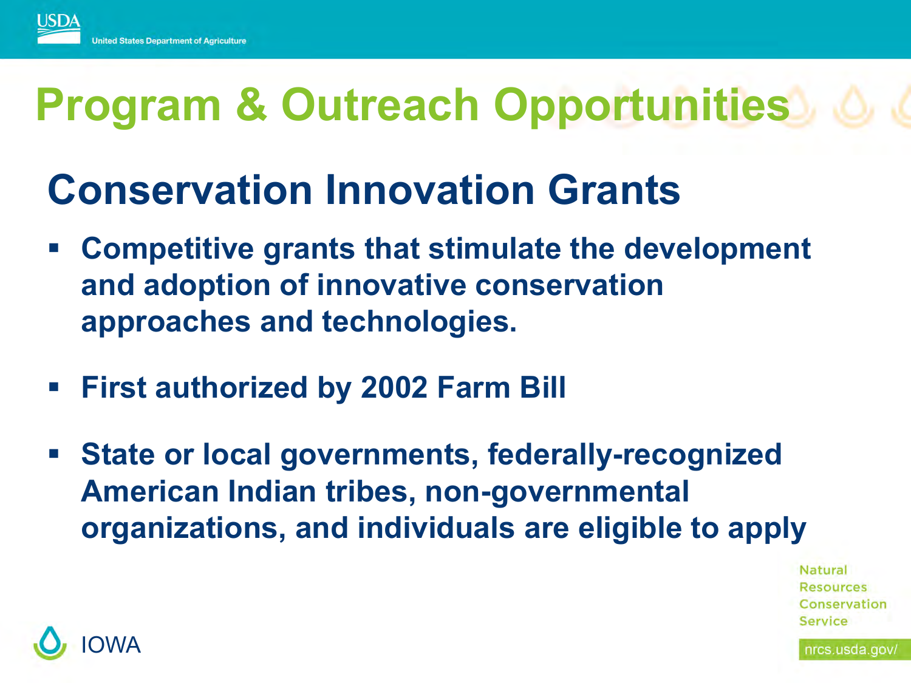# Program & Outreach Opportunities

## Conservation Innovation Grants

- Competitive grants that stimulate the development and adoption of innovative conservation approaches and technologies.
- First authorized by 2002 Farm Bill
- State or local governments, federally-recognized American Indian tribes, non-governmental organizations, and individuals are eligible to apply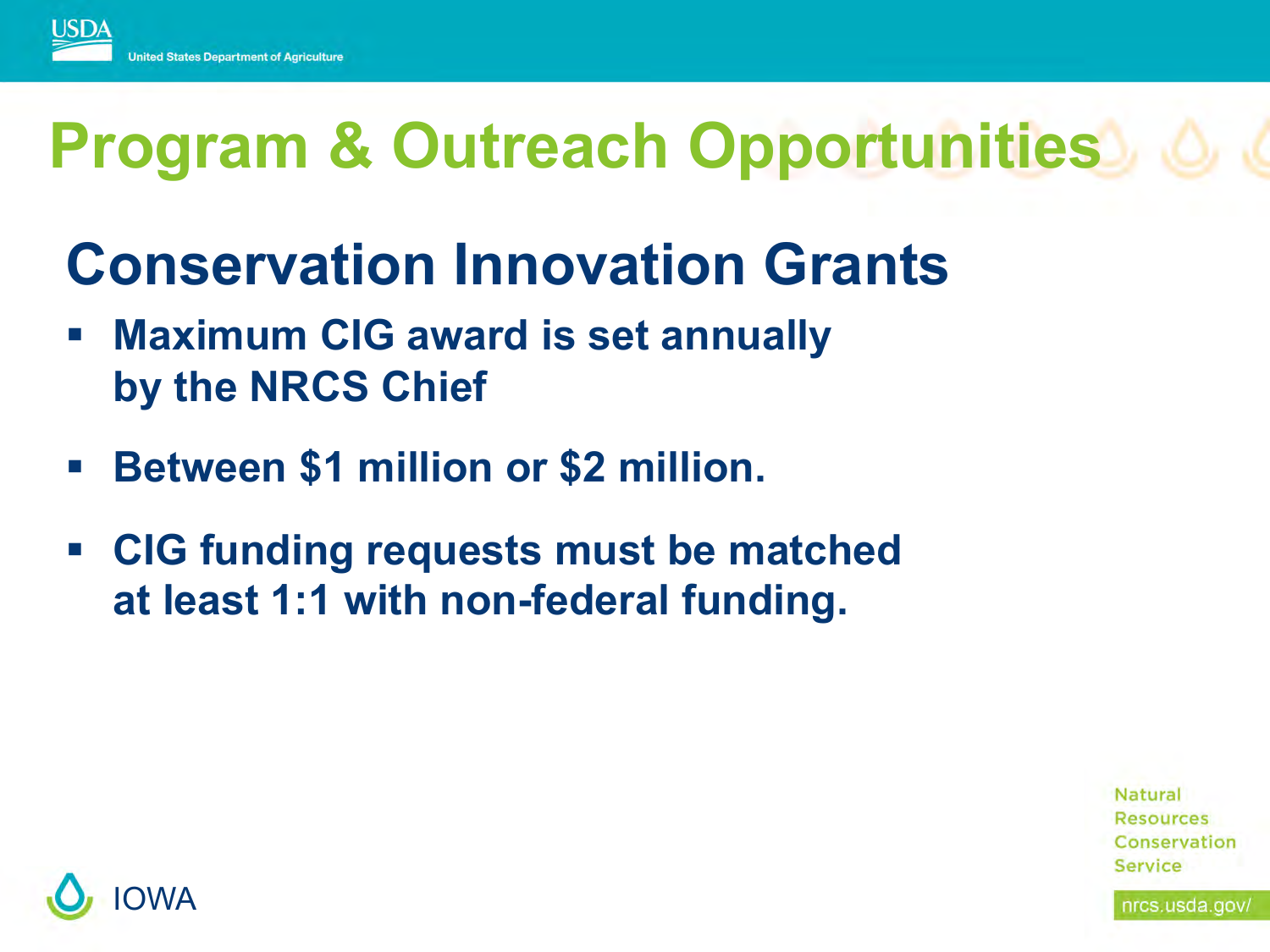# Program & Outreach Opportunities

## Conservation Innovation Grants

- **Maximum CIG award is set annually by the NRCS Chief**
- **Between $1 million or $2 million.**
- **CIG funding requests must be matched at least 1:1 with non-federal funding.**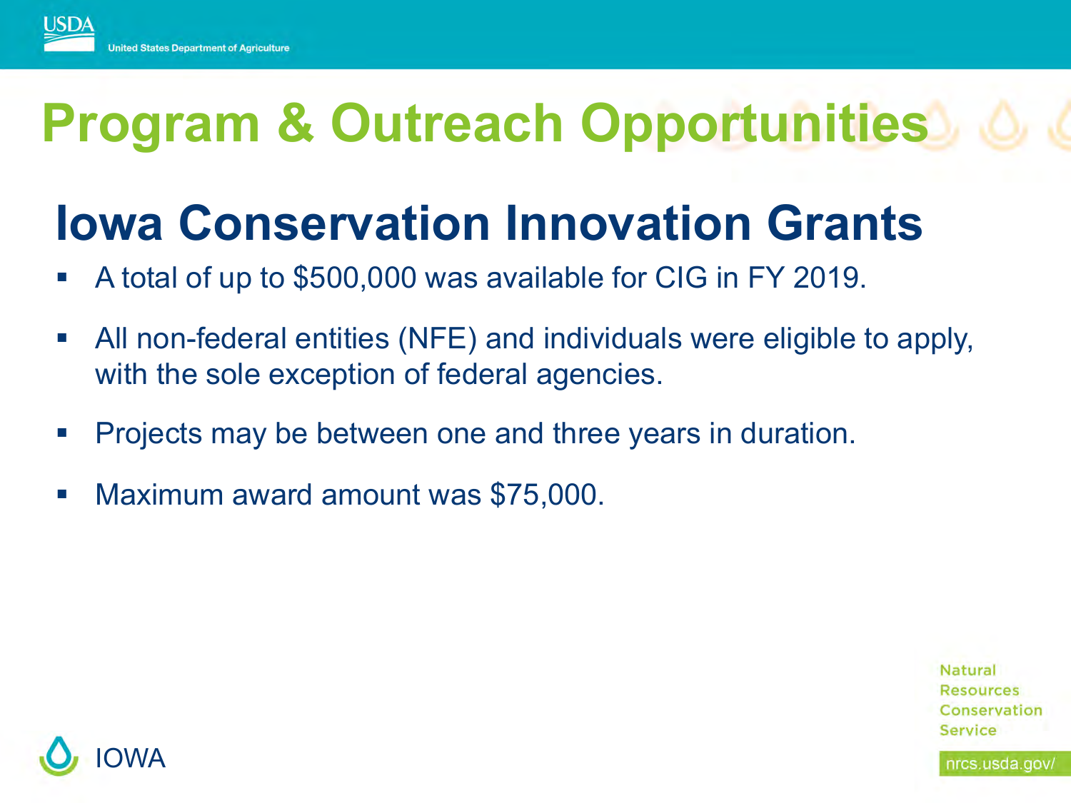# Program & Outreach Opportunities

## Iowa Conservation Innovation Grants

- A total of up to $500,000 was available for CIG in FY 2019.
- All non-federal entities (NFE) and individuals were eligible to apply, with the sole exception of federal agencies.
- Projects may be between one and three years in duration.
- Maximum award amount was $75,000.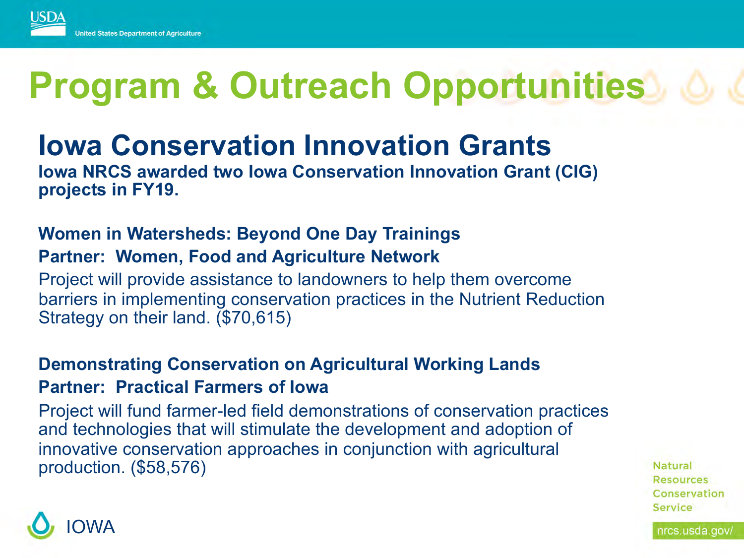# Program & Outreach Opportunities

## Iowa Conservation Innovation Grants

**Iowa NRCS awarded two Iowa Conservation Innovation Grant (CIG) projects in FY19.**

**Women in Watersheds: Beyond One Day Trainings**

**Partner: Women, Food and Agriculture Network**

Project will provide assistance to landowners to help them overcome barriers in implementing conservation practices in the Nutrient Reduction Strategy on their land. ($70,615)

**Demonstrating Conservation on Agricultural Working Lands**

**Partner: Practical Farmers of Iowa**

Project will fund farmer-led field demonstrations of conservation practices and technologies that will stimulate the development and adoption of innovative conservation approaches in conjunction with agricultural production. ($58,576)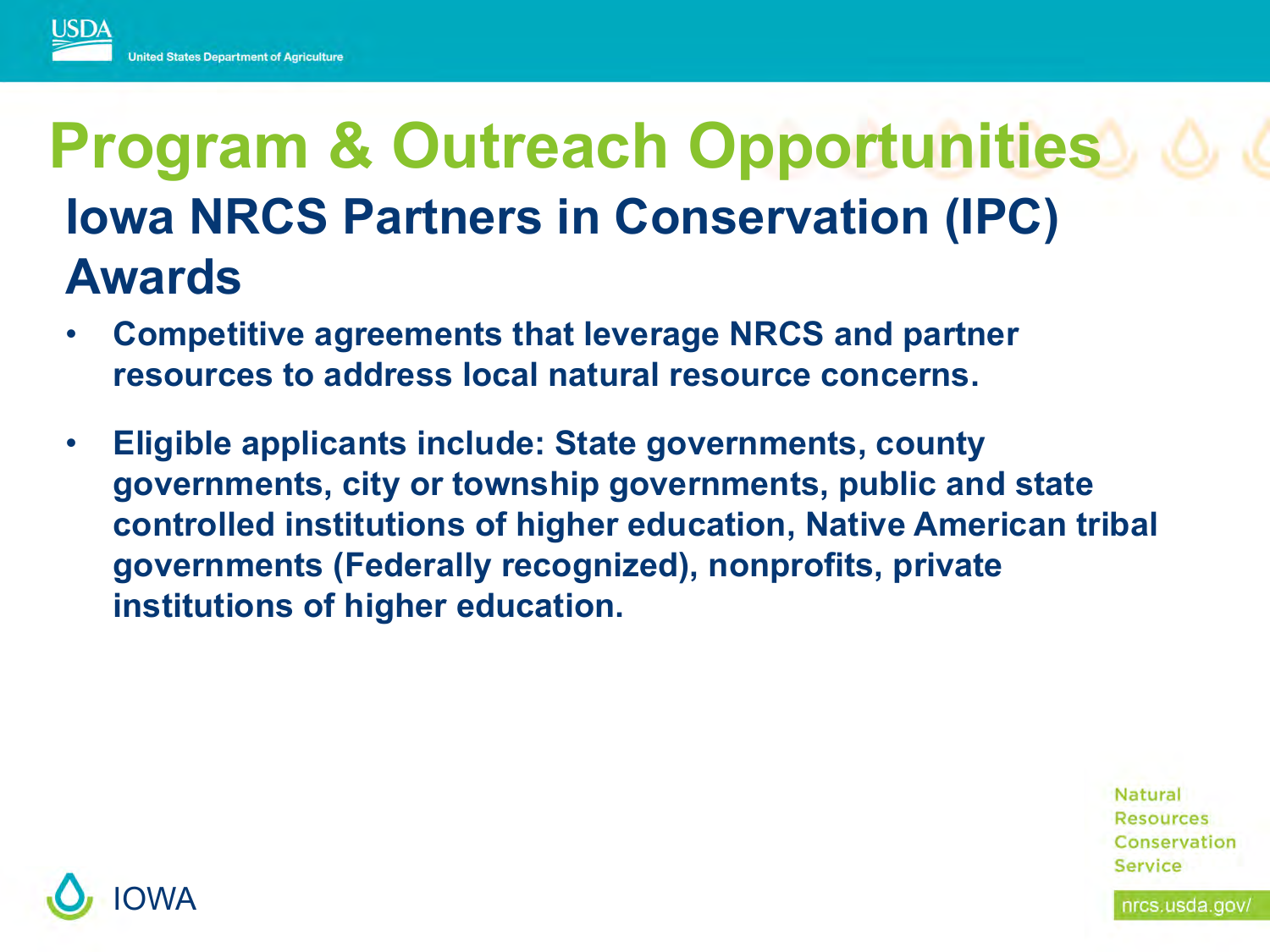# Program & Outreach Opportunities

## Iowa NRCS Partners in Conservation (IPC) Awards

- **Competitive agreements that leverage NRCS and partner resources to address local natural resource concerns.**
- **Eligible applicants include: State governments, county governments, city or township governments, public and state controlled institutions of higher education, Native American tribal governments (Federally recognized), nonprofits, private institutions of higher education.**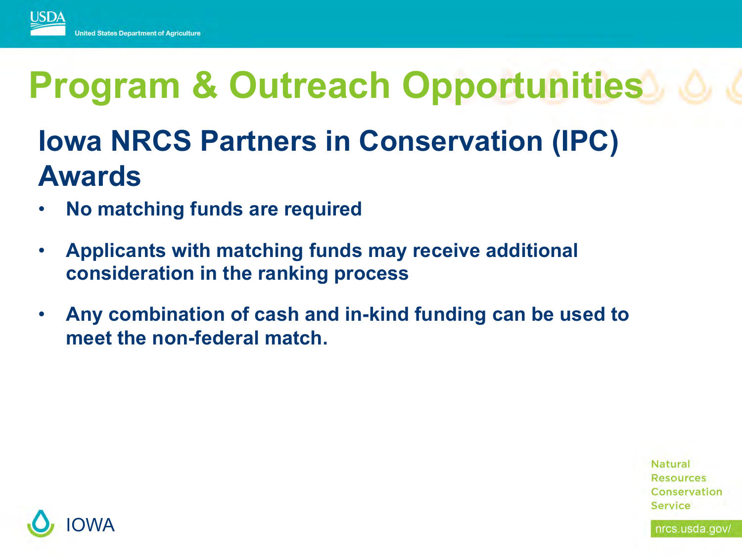# Program & Outreach Opportunities

## Iowa NRCS Partners in Conservation (IPC) Awards

- **No matching funds are required**
- **Applicants with matching funds may receive additional consideration in the ranking process**
- **Any combination of cash and in-kind funding can be used to meet the non-federal match.**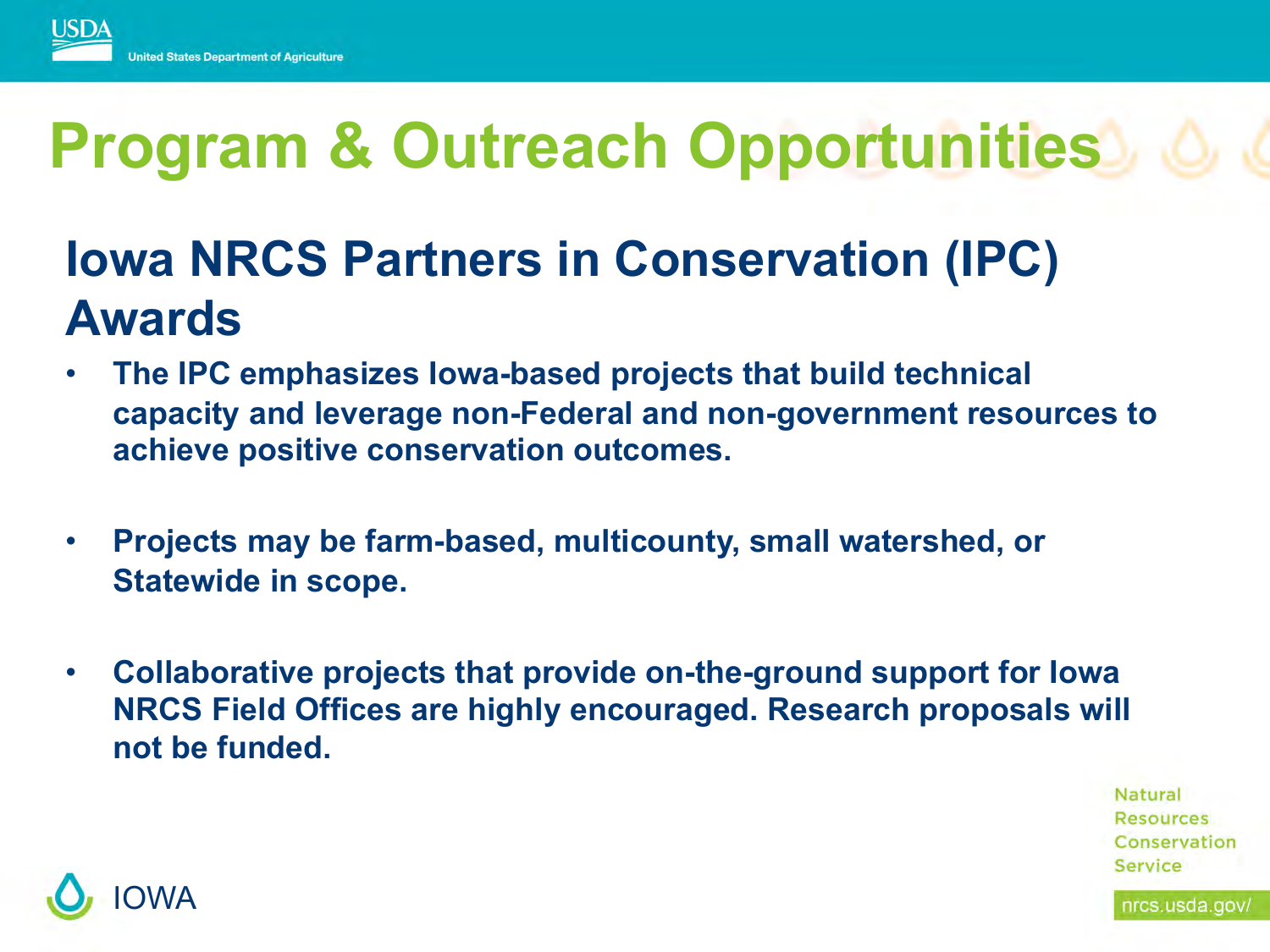# Program & Outreach Opportunities

## Iowa NRCS Partners in Conservation (IPC) Awards

- **The IPC emphasizes Iowa-based projects that build technical capacity and leverage non-Federal and non-government resources to achieve positive conservation outcomes.**
- **Projects may be farm-based, multicounty, small watershed, or Statewide in scope.**
- **Collaborative projects that provide on-the-ground support for Iowa NRCS Field Offices are highly encouraged. Research proposals will not be funded.**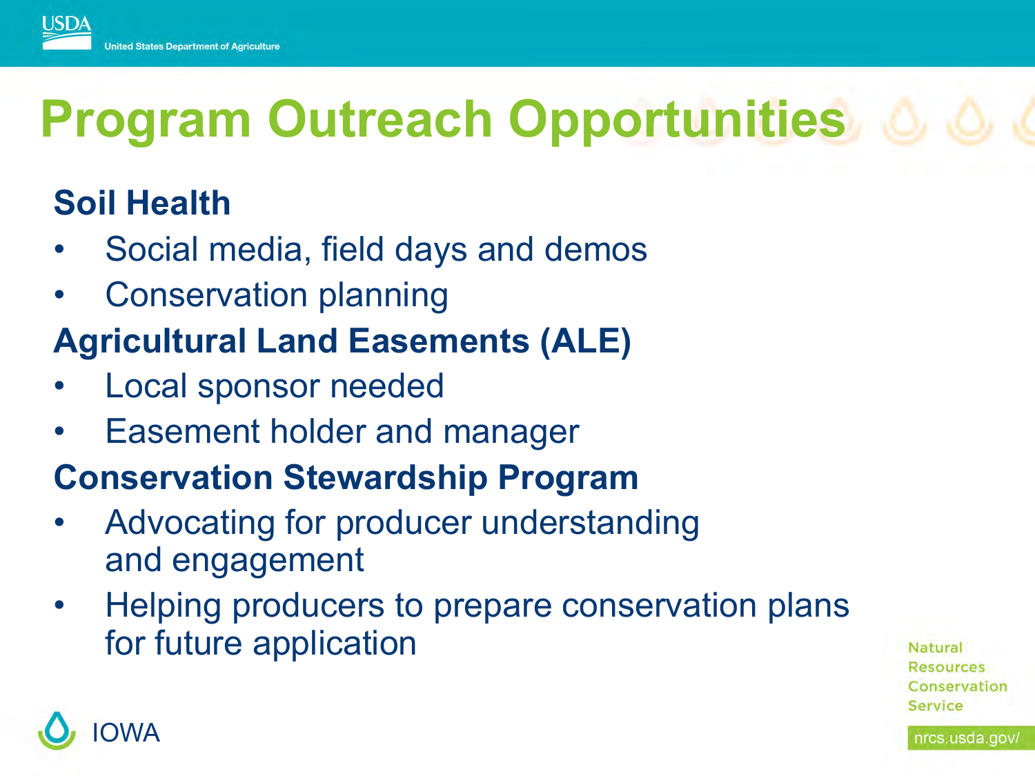# Program Outreach Opportunities

### Soil Health

- Social media, field days and demos
- Conservation planning

### Agricultural Land Easements (ALE)

- Local sponsor needed
- Easement holder and manager

### Conservation Stewardship Program

- Advocating for producer understanding and engagement
- Helping producers to prepare conservation plans for future application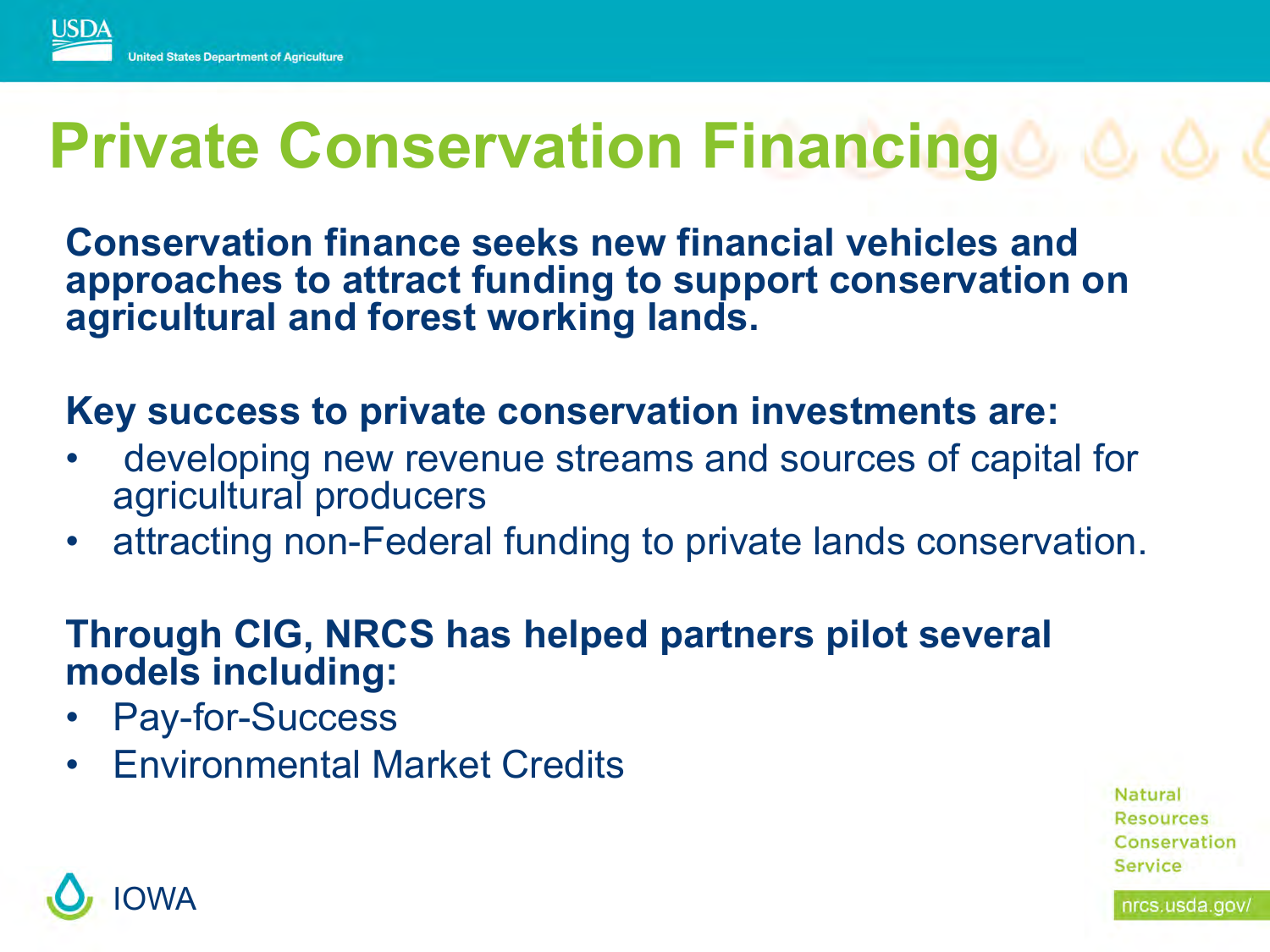# Private Conservation Financing

**Conservation finance seeks new financial vehicles and approaches to attract funding to support conservation on agricultural and forest working lands.**

**Key success to private conservation investments are:**

- developing new revenue streams and sources of capital for agricultural producers
- attracting non-Federal funding to private lands conservation.

**Through CIG, NRCS has helped partners pilot several models including:**

- Pay-for-Success
- Environmental Market Credits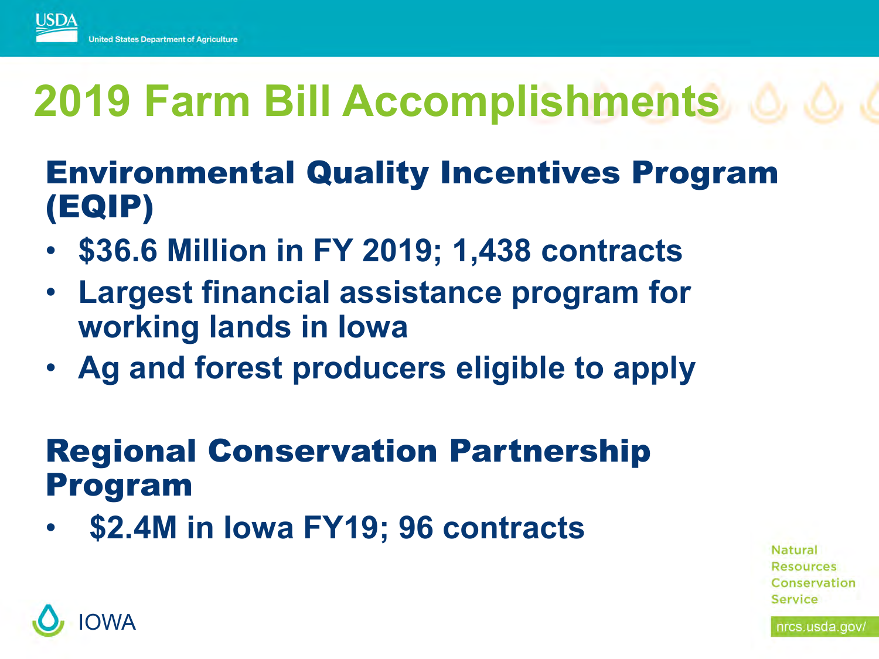# 2019 Farm Bill Accomplishments

## Environmental Quality Incentives Program (EQIP)

- $36.6 Million in FY 2019; 1,438 contracts
- Largest financial assistance program for working lands in Iowa
- Ag and forest producers eligible to apply

## Regional Conservation Partnership Program

- $2.4M in Iowa FY19; 96 contracts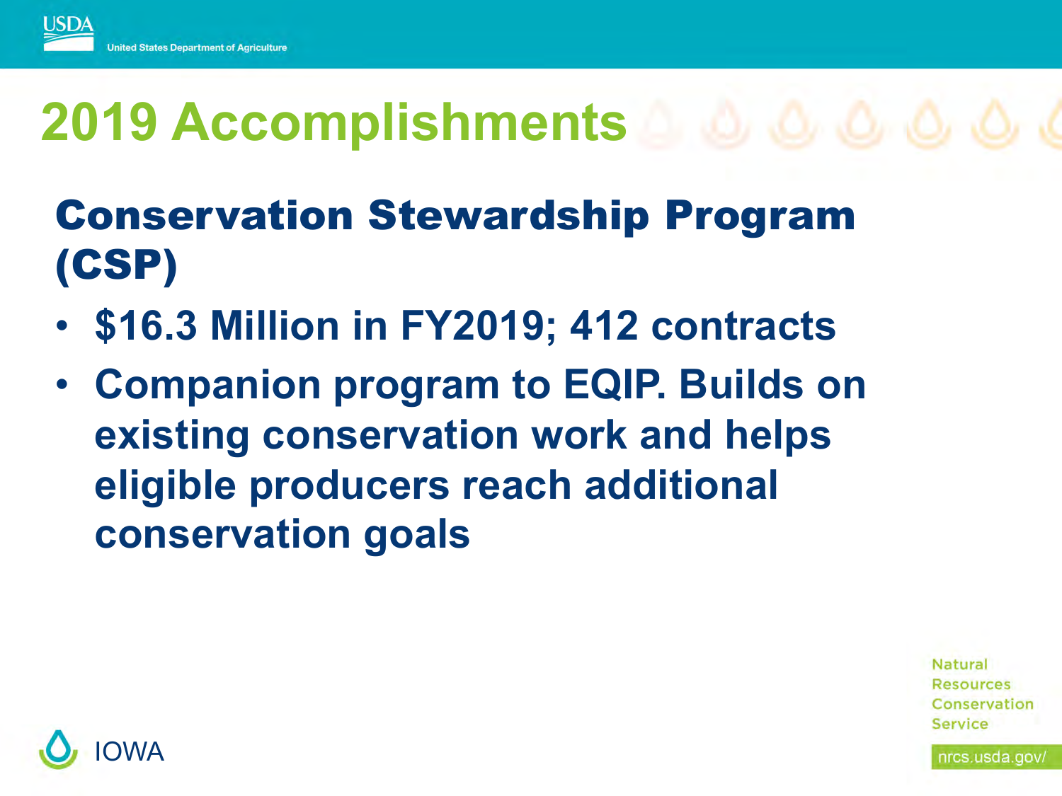# 2019 Accomplishments

## Conservation Stewardship Program (CSP)

- **$16.3 Million in FY2019; 412 contracts**
- **Companion program to EQIP. Builds on existing conservation work and helps eligible producers reach additional conservation goals**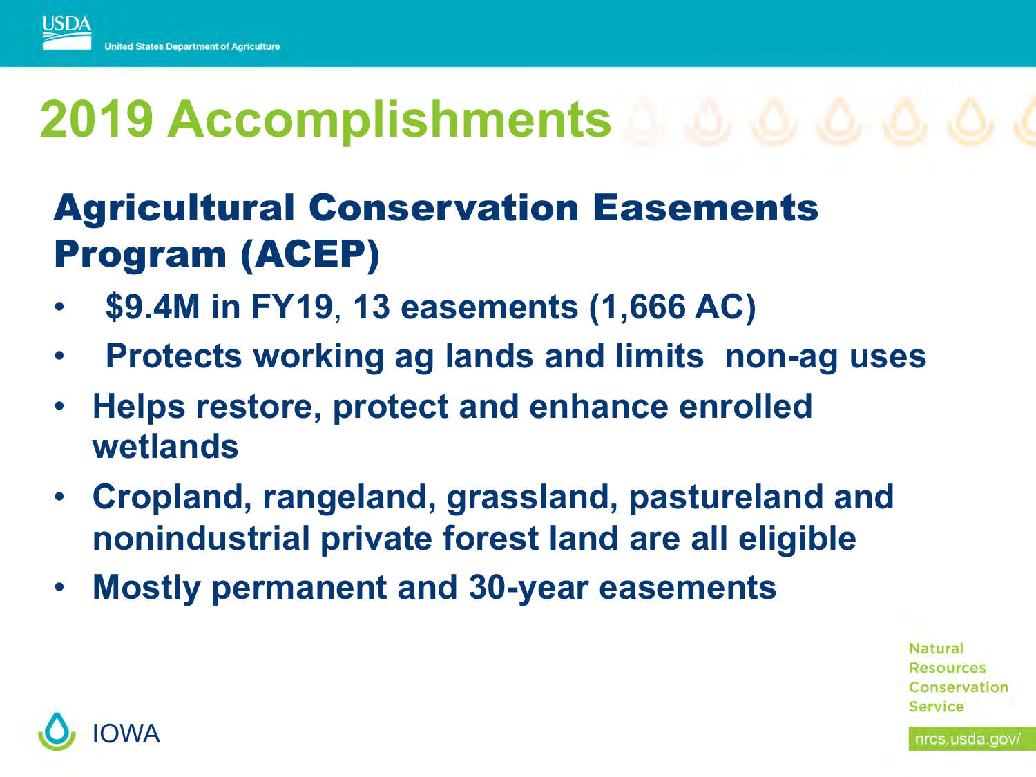# 2019 Accomplishments

## Agricultural Conservation Easements Program (ACEP)

- $9.4M in FY19, 13 easements (1,666 AC)
- Protects working ag lands and limits non-ag uses
- Helps restore, protect and enhance enrolled wetlands
- Cropland, rangeland, grassland, pastureland and nonindustrial private forest land are all eligible
- Mostly permanent and 30-year easements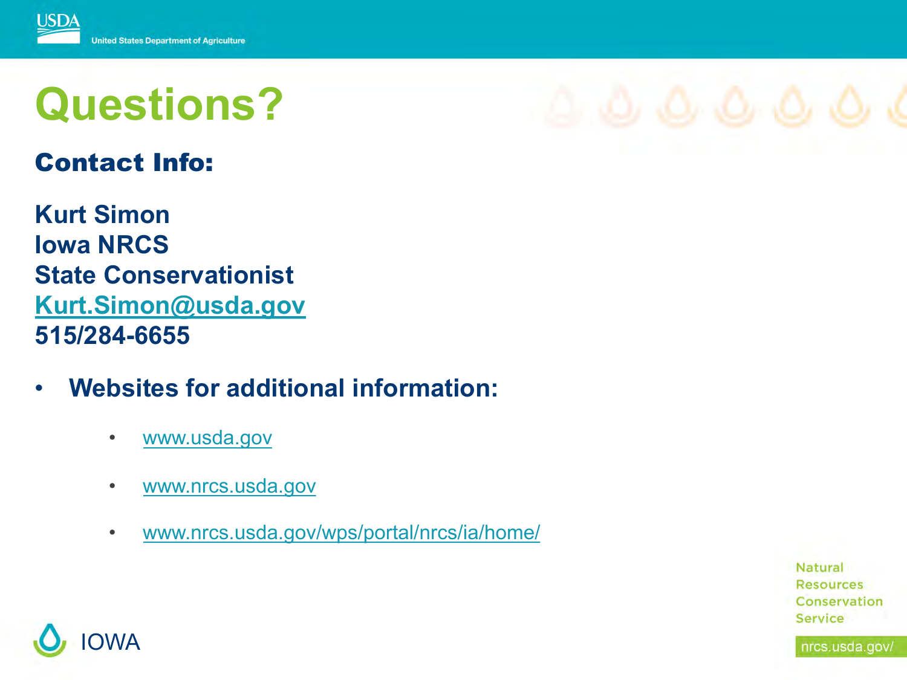# Questions?

## Contact Info:

**Kurt Simon**
**Iowa NRCS**
**State Conservationist**
**Kurt.Simon@usda.gov**
**515/284-6655**

- **Websites for additional information:**
  - www.usda.gov
  - www.nrcs.usda.gov
  - www.nrcs.usda.gov/wps/portal/nrcs/ia/home/